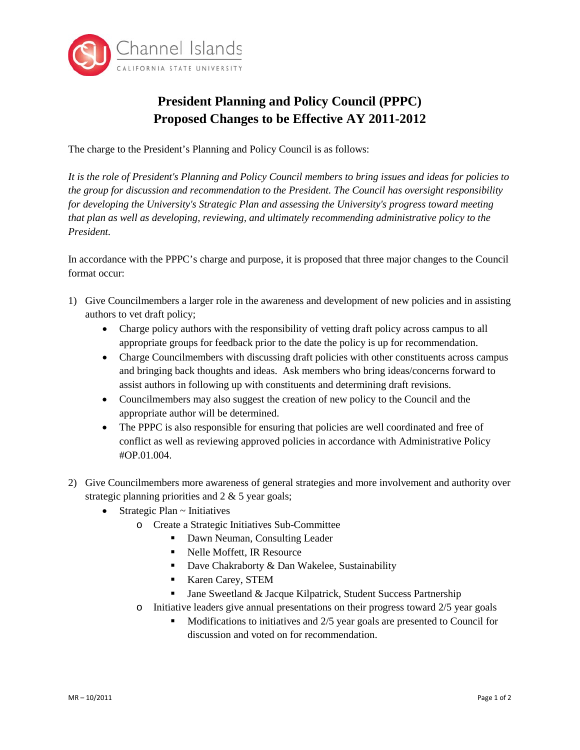# President Planning and Policy Council (PPPC)
# Proposed Changes to be Effective AY 2011-2012

The charge to the President's Planning and Policy Council is as follows:

*It is the role of President's Planning and Policy Council members to bring issues and ideas for policies to the group for discussion and recommendation to the President. The Council has oversight responsibility for developing the University's Strategic Plan and assessing the University's progress toward meeting that plan as well as developing, reviewing, and ultimately recommending administrative policy to the President.*

In accordance with the PPPC's charge and purpose, it is proposed that three major changes to the Council format occur:

1) Give Councilmembers a larger role in the awareness and development of new policies and in assisting authors to vet draft policy;
   - Charge policy authors with the responsibility of vetting draft policy across campus to all appropriate groups for feedback prior to the date the policy is up for recommendation.
   - Charge Councilmembers with discussing draft policies with other constituents across campus and bringing back thoughts and ideas. Ask members who bring ideas/concerns forward to assist authors in following up with constituents and determining draft revisions.
   - Councilmembers may also suggest the creation of new policy to the Council and the appropriate author will be determined.
   - The PPPC is also responsible for ensuring that policies are well coordinated and free of conflict as well as reviewing approved policies in accordance with Administrative Policy #OP.01.004.

2) Give Councilmembers more awareness of general strategies and more involvement and authority over strategic planning priorities and 2 & 5 year goals;
   - Strategic Plan ~ Initiatives
     - Create a Strategic Initiatives Sub-Committee
       - Dawn Neuman, Consulting Leader
       - Nelle Moffett, IR Resource
       - Dave Chakraborty & Dan Wakelee, Sustainability
       - Karen Carey, STEM
       - Jane Sweetland & Jacque Kilpatrick, Student Success Partnership
     - Initiative leaders give annual presentations on their progress toward 2/5 year goals
       - Modifications to initiatives and 2/5 year goals are presented to Council for discussion and voted on for recommendation.

MR – 10/2011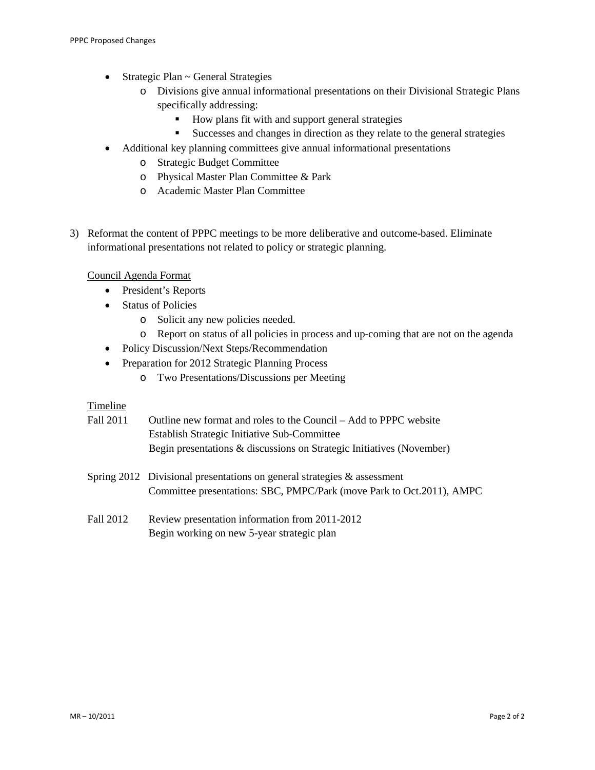- Strategic Plan ~ General Strategies
  - Divisions give annual informational presentations on their Divisional Strategic Plans specifically addressing:
    - How plans fit with and support general strategies
    - Successes and changes in direction as they relate to the general strategies
- Additional key planning committees give annual informational presentations
  - Strategic Budget Committee
  - Physical Master Plan Committee & Park
  - Academic Master Plan Committee

3) Reformat the content of PPPC meetings to be more deliberative and outcome-based. Eliminate informational presentations not related to policy or strategic planning.

<u>Council Agenda Format</u>

- President's Reports
- Status of Policies
  - Solicit any new policies needed.
  - Report on status of all policies in process and up-coming that are not on the agenda
- Policy Discussion/Next Steps/Recommendation
- Preparation for 2012 Strategic Planning Process
  - Two Presentations/Discussions per Meeting

<u>Timeline</u>

| | |
|---|---|
| Fall 2011 | Outline new format and roles to the Council – Add to PPPC website<br>Establish Strategic Initiative Sub-Committee<br>Begin presentations & discussions on Strategic Initiatives (November) |
| Spring 2012 | Divisional presentations on general strategies & assessment<br>Committee presentations: SBC, PMPC/Park (move Park to Oct.2011), AMPC |
| Fall 2012 | Review presentation information from 2011-2012<br>Begin working on new 5-year strategic plan |